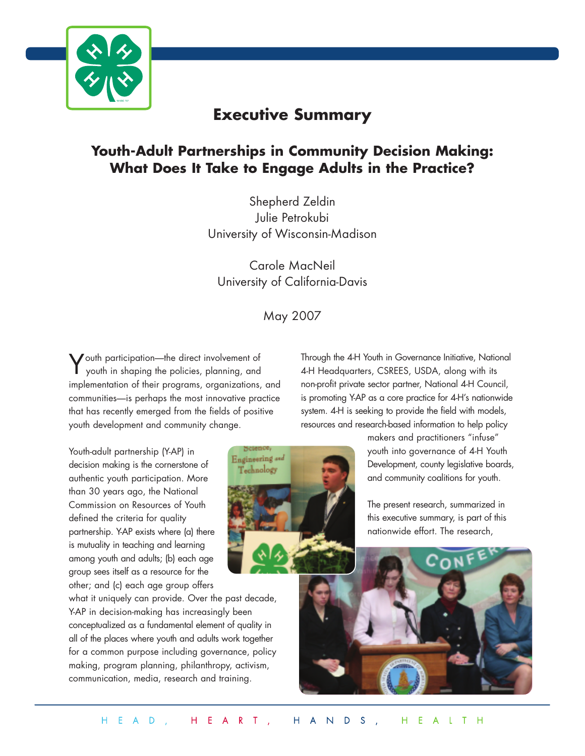# Executive Summary

## Youth-Adult Partnerships in Community Decision Making: What Does It Take to Engage Adults in the Practice?

Shepherd Zeldin
Julie Petrokubi
University of Wisconsin-Madison

Carole MacNeil
University of California-Davis

May 2007

Youth participation—the direct involvement of youth in shaping the policies, planning, and implementation of their programs, organizations, and communities—is perhaps the most innovative practice that has recently emerged from the fields of positive youth development and community change.

Youth-adult partnership (Y-AP) in decision making is the cornerstone of authentic youth participation. More than 30 years ago, the National Commission on Resources of Youth defined the criteria for quality partnership. Y-AP exists where (a) there is mutuality in teaching and learning among youth and adults; (b) each age group sees itself as a resource for the other; and (c) each age group offers what it uniquely can provide. Over the past decade, Y-AP in decision-making has increasingly been conceptualized as a fundamental element of quality in all of the places where youth and adults work together for a common purpose including governance, policy making, program planning, philanthropy, activism, communication, media, research and training.

Through the 4-H Youth in Governance Initiative, National 4-H Headquarters, CSREES, USDA, along with its non-profit private sector partner, National 4-H Council, is promoting Y-AP as a core practice for 4-H's nationwide system. 4-H is seeking to provide the field with models, resources and research-based information to help policy makers and practitioners "infuse" youth into governance of 4-H Youth Development, county legislative boards, and community coalitions for youth.

The present research, summarized in this executive summary, is part of this nationwide effort. The research,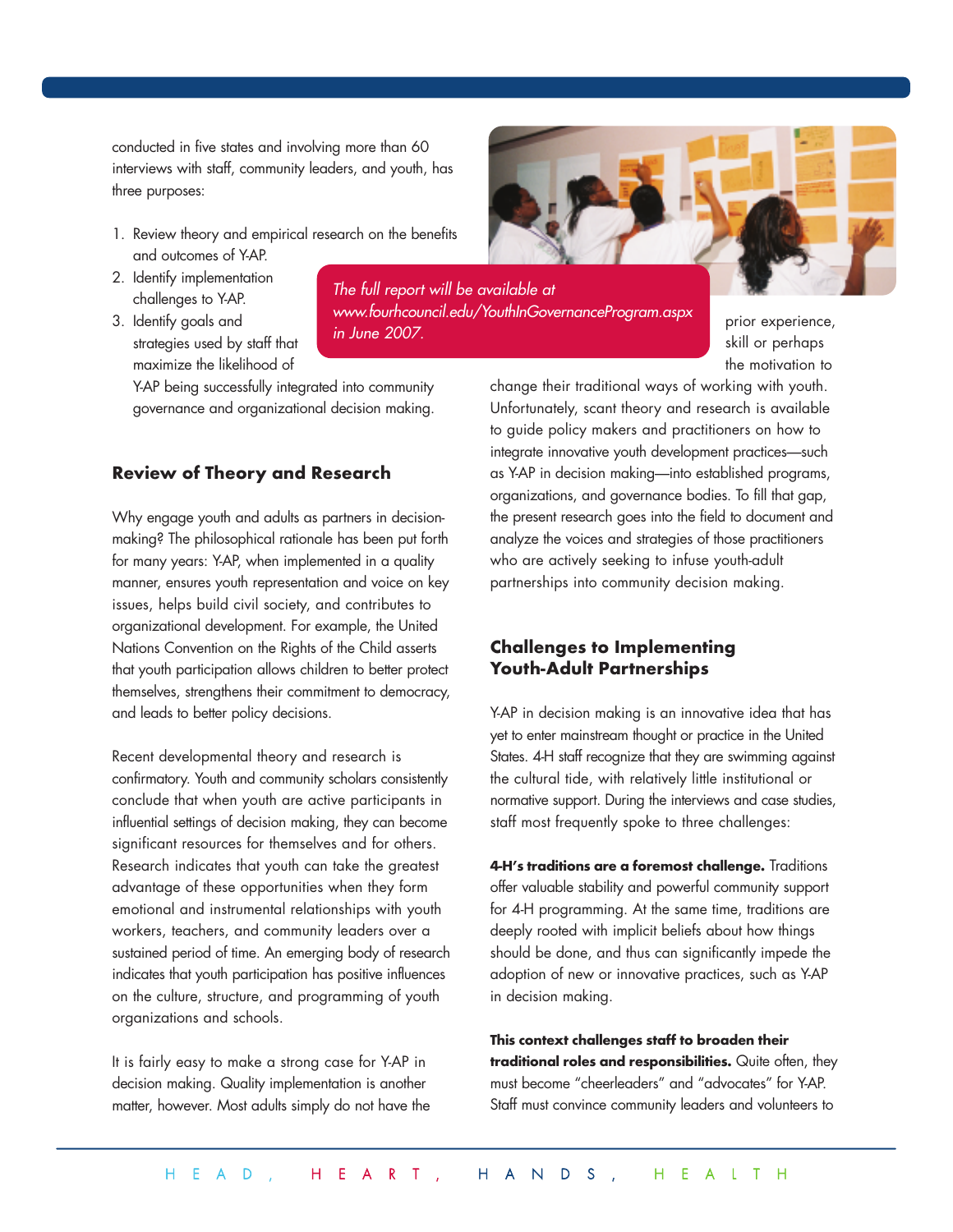conducted in five states and involving more than 60 interviews with staff, community leaders, and youth, has three purposes:

1. Review theory and empirical research on the benefits and outcomes of Y-AP.
2. Identify implementation challenges to Y-AP.
3. Identify goals and strategies used by staff that maximize the likelihood of Y-AP being successfully integrated into community governance and organizational decision making.

*The full report will be available at www.fourhcouncil.edu/YouthInGovernanceProgram.aspx in June 2007.*

## Review of Theory and Research

Why engage youth and adults as partners in decision-making? The philosophical rationale has been put forth for many years: Y-AP, when implemented in a quality manner, ensures youth representation and voice on key issues, helps build civil society, and contributes to organizational development. For example, the United Nations Convention on the Rights of the Child asserts that youth participation allows children to better protect themselves, strengthens their commitment to democracy, and leads to better policy decisions.

Recent developmental theory and research is confirmatory. Youth and community scholars consistently conclude that when youth are active participants in influential settings of decision making, they can become significant resources for themselves and for others. Research indicates that youth can take the greatest advantage of these opportunities when they form emotional and instrumental relationships with youth workers, teachers, and community leaders over a sustained period of time. An emerging body of research indicates that youth participation has positive influences on the culture, structure, and programming of youth organizations and schools.

It is fairly easy to make a strong case for Y-AP in decision making. Quality implementation is another matter, however. Most adults simply do not have the prior experience, skill or perhaps the motivation to change their traditional ways of working with youth. Unfortunately, scant theory and research is available to guide policy makers and practitioners on how to integrate innovative youth development practices—such as Y-AP in decision making—into established programs, organizations, and governance bodies. To fill that gap, the present research goes into the field to document and analyze the voices and strategies of those practitioners who are actively seeking to infuse youth-adult partnerships into community decision making.

## Challenges to Implementing Youth-Adult Partnerships

Y-AP in decision making is an innovative idea that has yet to enter mainstream thought or practice in the United States. 4-H staff recognize that they are swimming against the cultural tide, with relatively little institutional or normative support. During the interviews and case studies, staff most frequently spoke to three challenges:

**4-H's traditions are a foremost challenge.** Traditions offer valuable stability and powerful community support for 4-H programming. At the same time, traditions are deeply rooted with implicit beliefs about how things should be done, and thus can significantly impede the adoption of new or innovative practices, such as Y-AP in decision making.

**This context challenges staff to broaden their traditional roles and responsibilities.** Quite often, they must become "cheerleaders" and "advocates" for Y-AP. Staff must convince community leaders and volunteers to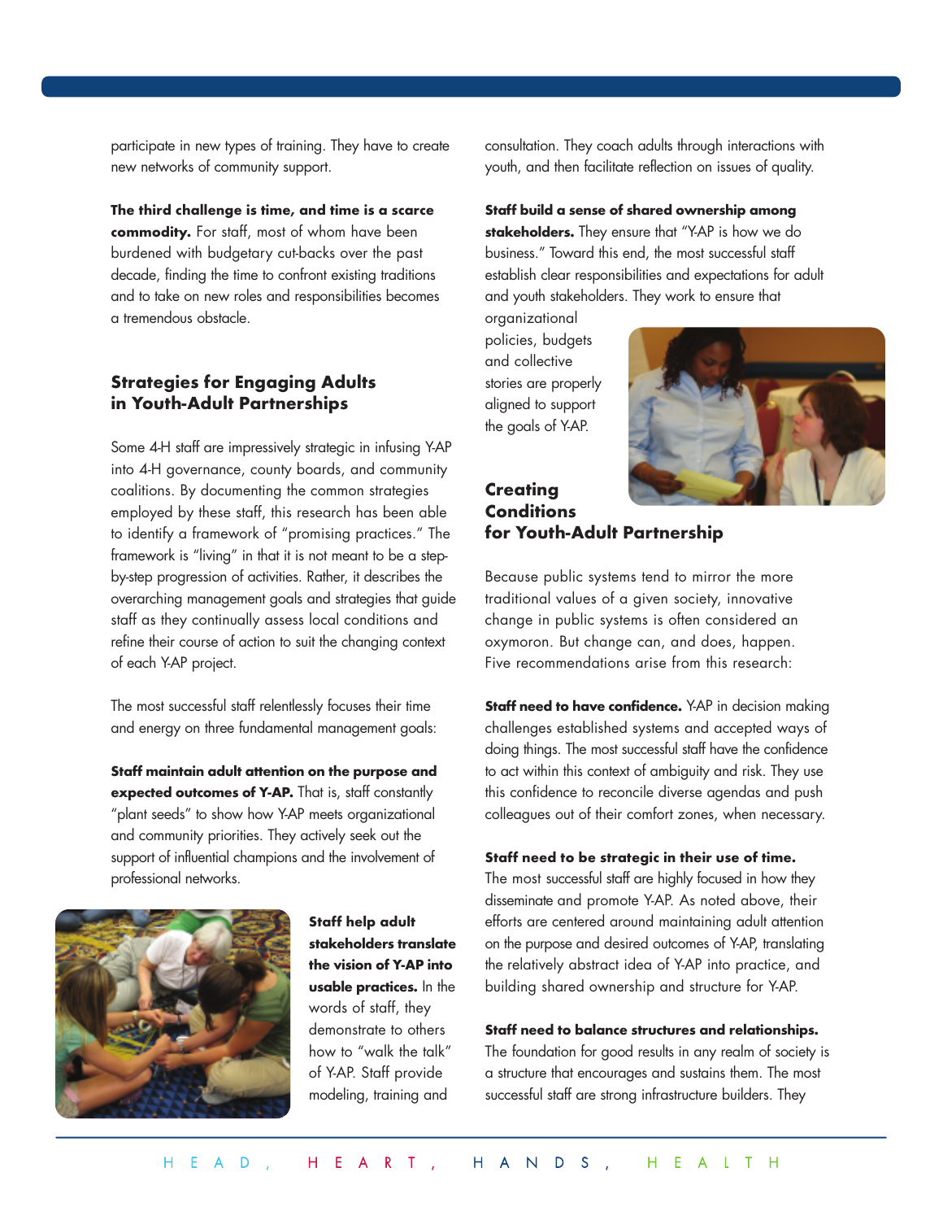participate in new types of training. They have to create new networks of community support.

**The third challenge is time, and time is a scarce commodity.** For staff, most of whom have been burdened with budgetary cut-backs over the past decade, finding the time to confront existing traditions and to take on new roles and responsibilities becomes a tremendous obstacle.

## Strategies for Engaging Adults in Youth-Adult Partnerships

Some 4-H staff are impressively strategic in infusing Y-AP into 4-H governance, county boards, and community coalitions. By documenting the common strategies employed by these staff, this research has been able to identify a framework of "promising practices." The framework is "living" in that it is not meant to be a step-by-step progression of activities. Rather, it describes the overarching management goals and strategies that guide staff as they continually assess local conditions and refine their course of action to suit the changing context of each Y-AP project.

The most successful staff relentlessly focuses their time and energy on three fundamental management goals:

**Staff maintain adult attention on the purpose and expected outcomes of Y-AP.** That is, staff constantly "plant seeds" to show how Y-AP meets organizational and community priorities. They actively seek out the support of influential champions and the involvement of professional networks.

**Staff help adult stakeholders translate the vision of Y-AP into usable practices.** In the words of staff, they demonstrate to others how to "walk the talk" of Y-AP. Staff provide modeling, training and consultation. They coach adults through interactions with youth, and then facilitate reflection on issues of quality.

**Staff build a sense of shared ownership among stakeholders.** They ensure that "Y-AP is how we do business." Toward this end, the most successful staff establish clear responsibilities and expectations for adult and youth stakeholders. They work to ensure that organizational policies, budgets and collective stories are properly aligned to support the goals of Y-AP.

## Creating Conditions for Youth-Adult Partnership

Because public systems tend to mirror the more traditional values of a given society, innovative change in public systems is often considered an oxymoron. But change can, and does, happen. Five recommendations arise from this research:

**Staff need to have confidence.** Y-AP in decision making challenges established systems and accepted ways of doing things. The most successful staff have the confidence to act within this context of ambiguity and risk. They use this confidence to reconcile diverse agendas and push colleagues out of their comfort zones, when necessary.

**Staff need to be strategic in their use of time.** The most successful staff are highly focused in how they disseminate and promote Y-AP. As noted above, their efforts are centered around maintaining adult attention on the purpose and desired outcomes of Y-AP, translating the relatively abstract idea of Y-AP into practice, and building shared ownership and structure for Y-AP.

**Staff need to balance structures and relationships.** The foundation for good results in any realm of society is a structure that encourages and sustains them. The most successful staff are strong infrastructure builders. They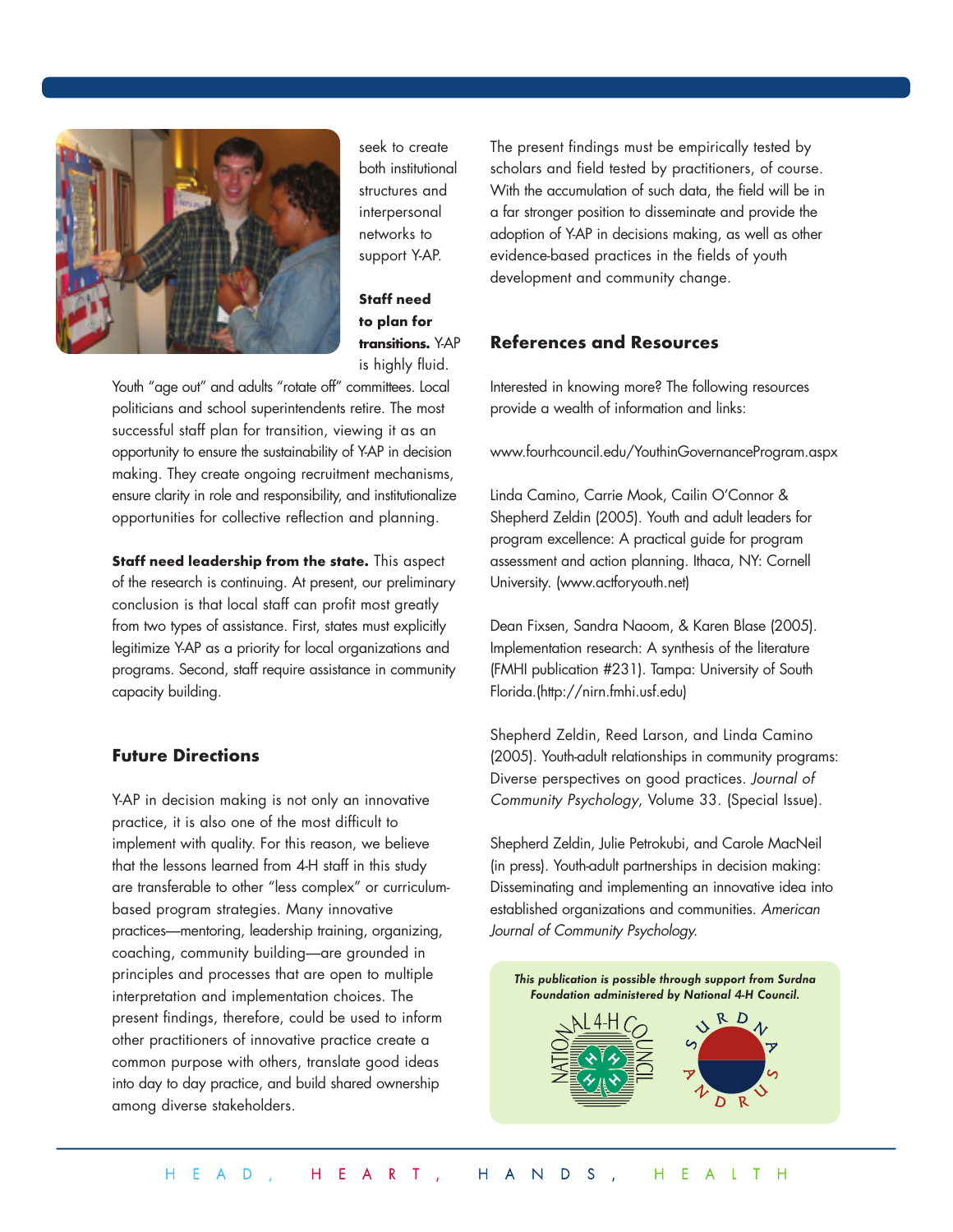seek to create both institutional structures and interpersonal networks to support Y-AP.

**Staff need to plan for transitions.** Y-AP is highly fluid. Youth "age out" and adults "rotate off" committees. Local politicians and school superintendents retire. The most successful staff plan for transition, viewing it as an opportunity to ensure the sustainability of Y-AP in decision making. They create ongoing recruitment mechanisms, ensure clarity in role and responsibility, and institutionalize opportunities for collective reflection and planning.

**Staff need leadership from the state.** This aspect of the research is continuing. At present, our preliminary conclusion is that local staff can profit most greatly from two types of assistance. First, states must explicitly legitimize Y-AP as a priority for local organizations and programs. Second, staff require assistance in community capacity building.

### Future Directions

Y-AP in decision making is not only an innovative practice, it is also one of the most difficult to implement with quality. For this reason, we believe that the lessons learned from 4-H staff in this study are transferable to other "less complex" or curriculum-based program strategies. Many innovative practices—mentoring, leadership training, organizing, coaching, community building—are grounded in principles and processes that are open to multiple interpretation and implementation choices. The present findings, therefore, could be used to inform other practitioners of innovative practice create a common purpose with others, translate good ideas into day to day practice, and build shared ownership among diverse stakeholders.

The present findings must be empirically tested by scholars and field tested by practitioners, of course. With the accumulation of such data, the field will be in a far stronger position to disseminate and provide the adoption of Y-AP in decisions making, as well as other evidence-based practices in the fields of youth development and community change.

### References and Resources

Interested in knowing more? The following resources provide a wealth of information and links:

www.fourhcouncil.edu/YouthinGovernanceProgram.aspx

Linda Camino, Carrie Mook, Cailin O'Connor & Shepherd Zeldin (2005). Youth and adult leaders for program excellence: A practical guide for program assessment and action planning. Ithaca, NY: Cornell University. (www.actforyouth.net)

Dean Fixsen, Sandra Naoom, & Karen Blase (2005). Implementation research: A synthesis of the literature (FMHI publication #231). Tampa: University of South Florida.(http://nirn.fmhi.usf.edu)

Shepherd Zeldin, Reed Larson, and Linda Camino (2005). Youth-adult relationships in community programs: Diverse perspectives on good practices. *Journal of Community Psychology*, Volume 33. (Special Issue).

Shepherd Zeldin, Julie Petrokubi, and Carole MacNeil (in press). Youth-adult partnerships in decision making: Disseminating and implementing an innovative idea into established organizations and communities. *American Journal of Community Psychology.*

***This publication is possible through support from Surdna Foundation administered by National 4-H Council.***

HEAD, HEART, HANDS, HEALTH